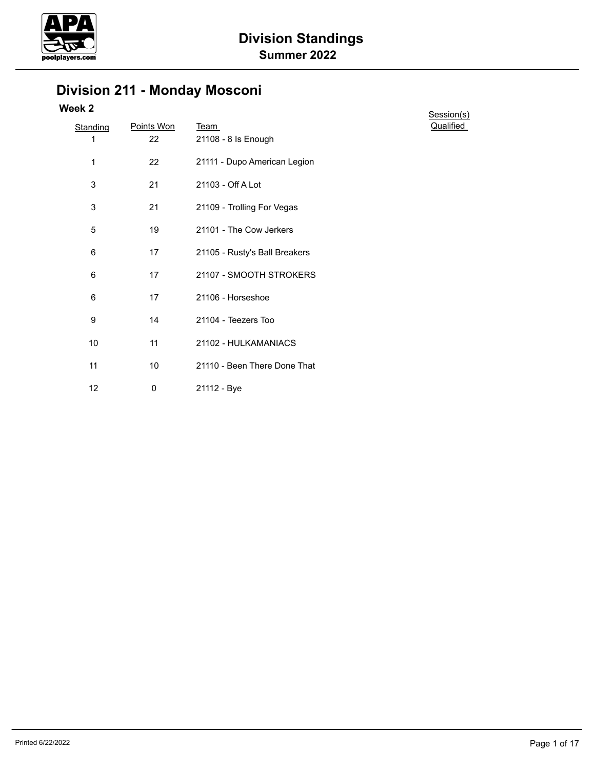# Division Standings

## Summer 2022

## Division 211 - Monday Mosconi

### Week 2

| Standing | Points Won | Team | Session(s) Qualified |
|---|---|---|---|
| 1 | 22 | 21108 - 8 Is Enough | |
| 1 | 22 | 21111 - Dupo American Legion | |
| 3 | 21 | 21103 - Off A Lot | |
| 3 | 21 | 21109 - Trolling For Vegas | |
| 5 | 19 | 21101 - The Cow Jerkers | |
| 6 | 17 | 21105 - Rusty's Ball Breakers | |
| 6 | 17 | 21107 - SMOOTH STROKERS | |
| 6 | 17 | 21106 - Horseshoe | |
| 9 | 14 | 21104 - Teezers Too | |
| 10 | 11 | 21102 - HULKAMANIACS | |
| 11 | 10 | 21110 - Been There Done That | |
| 12 | 0 | 21112 - Bye | |

Printed 6/22/2022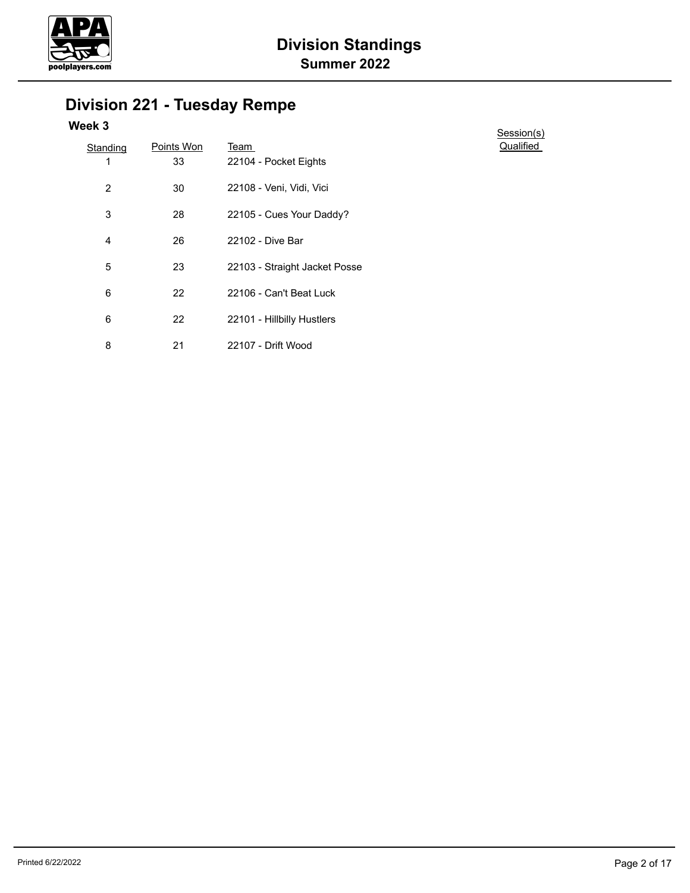# Division Standings

## Summer 2022

## Division 221 - Tuesday Rempe

### Week 3

| Standing | Points Won | Team | Session(s) Qualified |
|---|---|---|---|
| 1 | 33 | 22104 - Pocket Eights | |
| 2 | 30 | 22108 - Veni, Vidi, Vici | |
| 3 | 28 | 22105 - Cues Your Daddy? | |
| 4 | 26 | 22102 - Dive Bar | |
| 5 | 23 | 22103 - Straight Jacket Posse | |
| 6 | 22 | 22106 - Can't Beat Luck | |
| 6 | 22 | 22101 - Hillbilly Hustlers | |
| 8 | 21 | 22107 - Drift Wood | |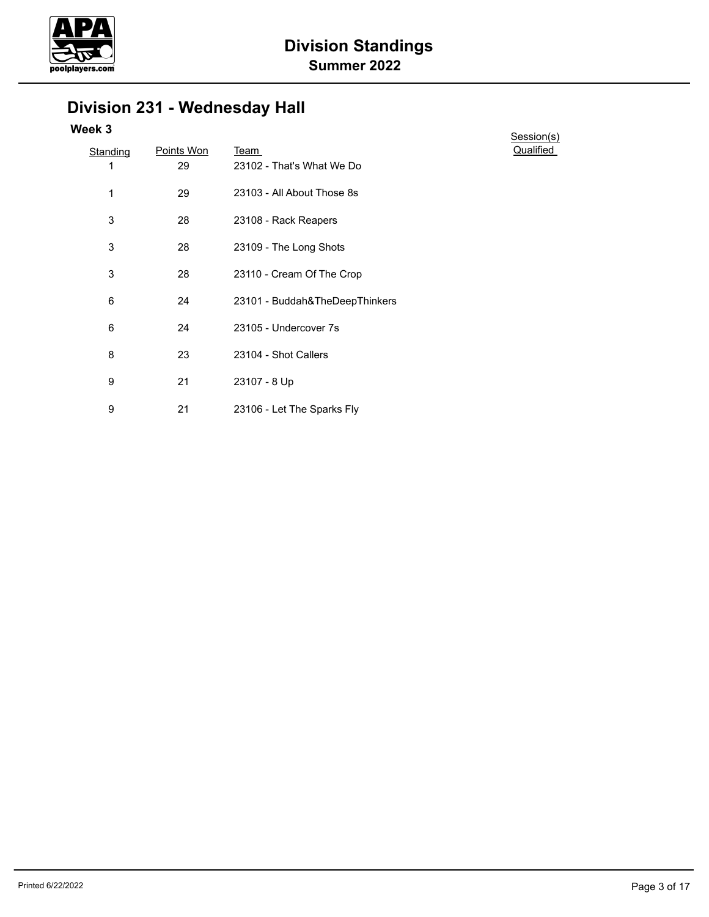# Division Standings
## Summer 2022

## Division 231 - Wednesday Hall

### Week 3

| Standing | Points Won | Team | Session(s) Qualified |
|---|---|---|---|
| 1 | 29 | 23102 - That's What We Do | |
| 1 | 29 | 23103 - All About Those 8s | |
| 3 | 28 | 23108 - Rack Reapers | |
| 3 | 28 | 23109 - The Long Shots | |
| 3 | 28 | 23110 - Cream Of The Crop | |
| 6 | 24 | 23101 - Buddah&TheDeepThinkers | |
| 6 | 24 | 23105 - Undercover 7s | |
| 8 | 23 | 23104 - Shot Callers | |
| 9 | 21 | 23107 - 8 Up | |
| 9 | 21 | 23106 - Let The Sparks Fly | |

Printed 6/22/2022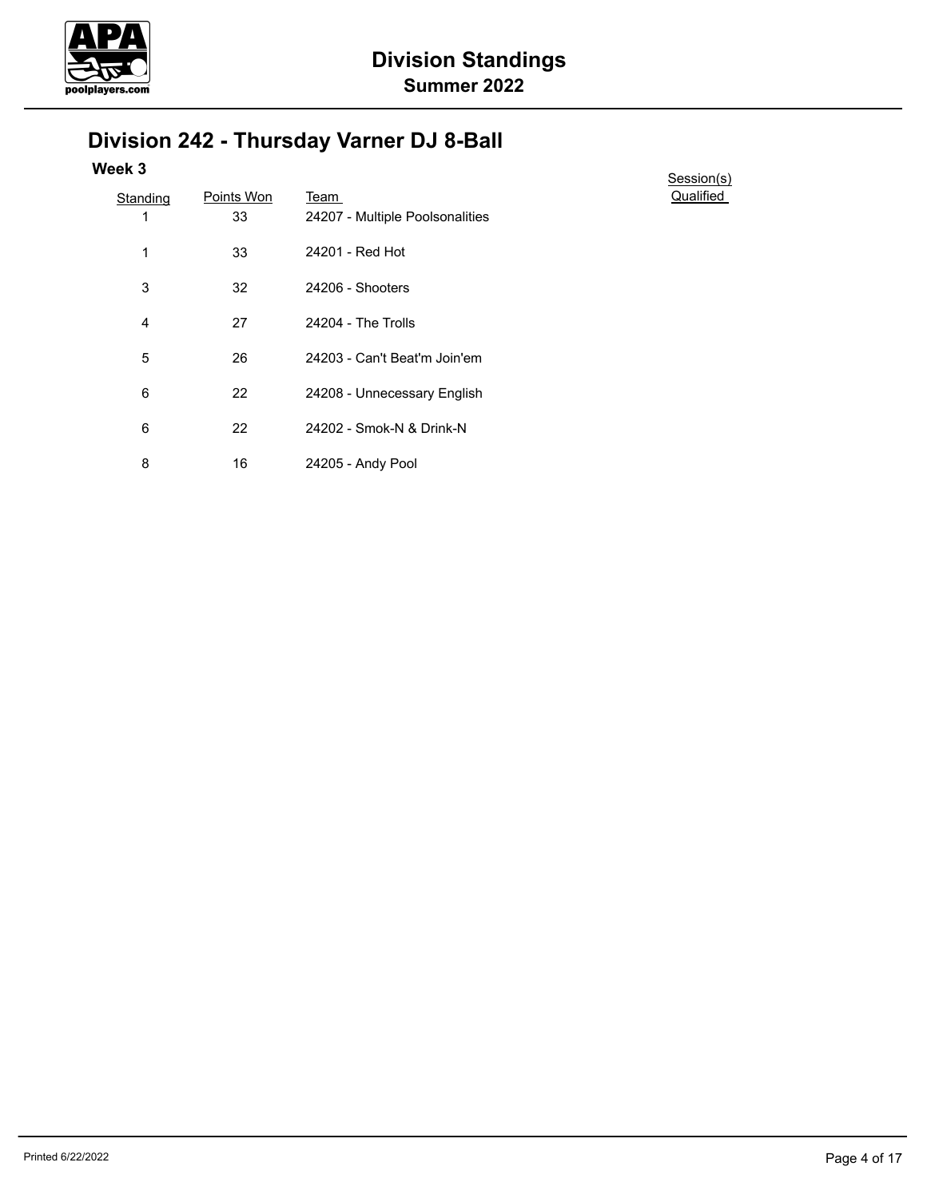# Division Standings

## Summer 2022

## Division 242 - Thursday Varner DJ 8-Ball

### Week 3

| Standing | Points Won | Team | Session(s) Qualified |
|---|---|---|---|
| 1 | 33 | 24207 - Multiple Poolsonalities | |
| 1 | 33 | 24201 - Red Hot | |
| 3 | 32 | 24206 - Shooters | |
| 4 | 27 | 24204 - The Trolls | |
| 5 | 26 | 24203 - Can't Beat'm Join'em | |
| 6 | 22 | 24208 - Unnecessary English | |
| 6 | 22 | 24202 - Smok-N & Drink-N | |
| 8 | 16 | 24205 - Andy Pool | |

Printed 6/22/2022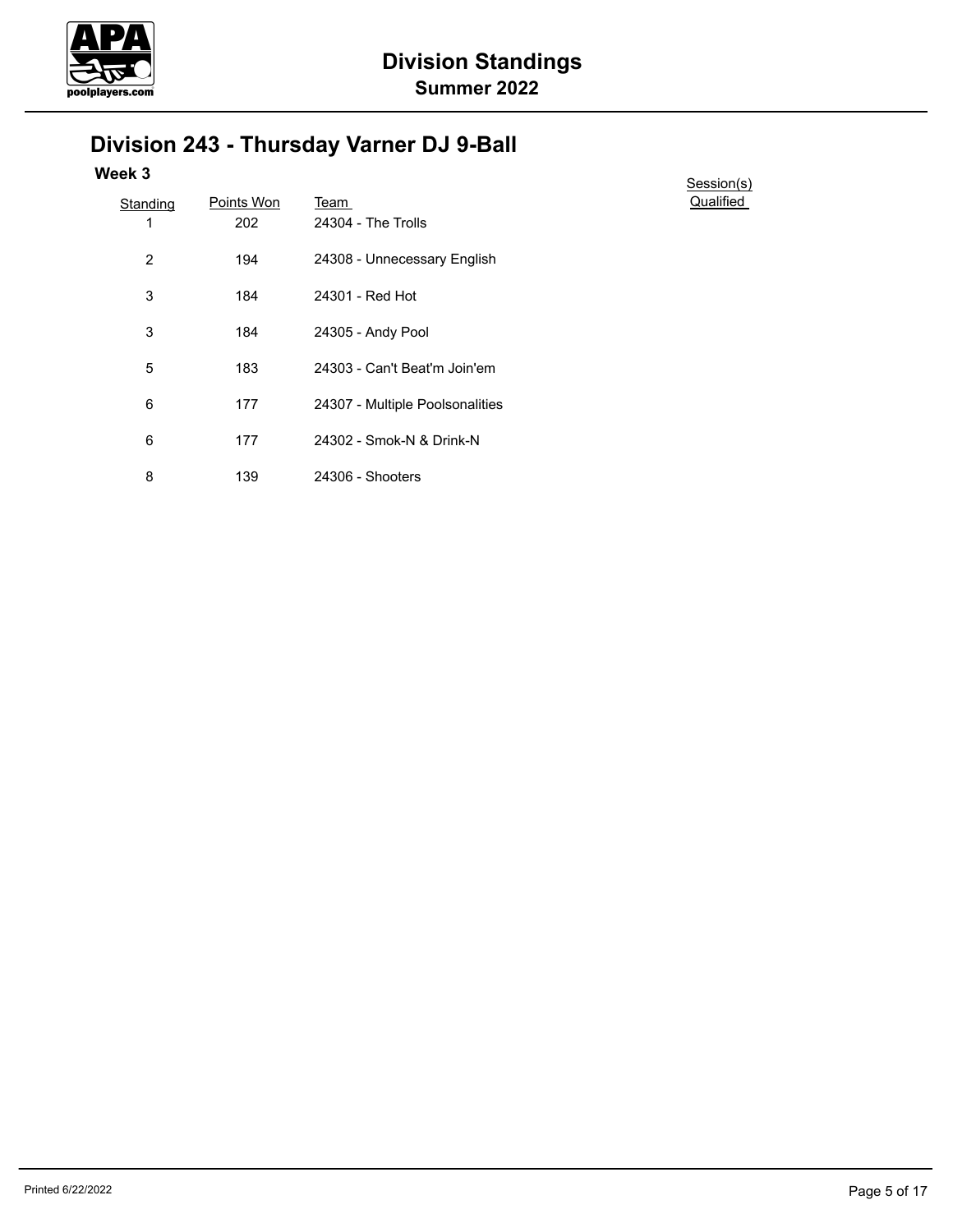# Division Standings

## Summer 2022

## Division 243 - Thursday Varner DJ 9-Ball

### Week 3

| Standing | Points Won | Team | Session(s) Qualified |
|---|---|---|---|
| 1 | 202 | 24304 - The Trolls | |
| 2 | 194 | 24308 - Unnecessary English | |
| 3 | 184 | 24301 - Red Hot | |
| 3 | 184 | 24305 - Andy Pool | |
| 5 | 183 | 24303 - Can't Beat'm Join'em | |
| 6 | 177 | 24307 - Multiple Poolsonalities | |
| 6 | 177 | 24302 - Smok-N & Drink-N | |
| 8 | 139 | 24306 - Shooters | |

Printed 6/22/2022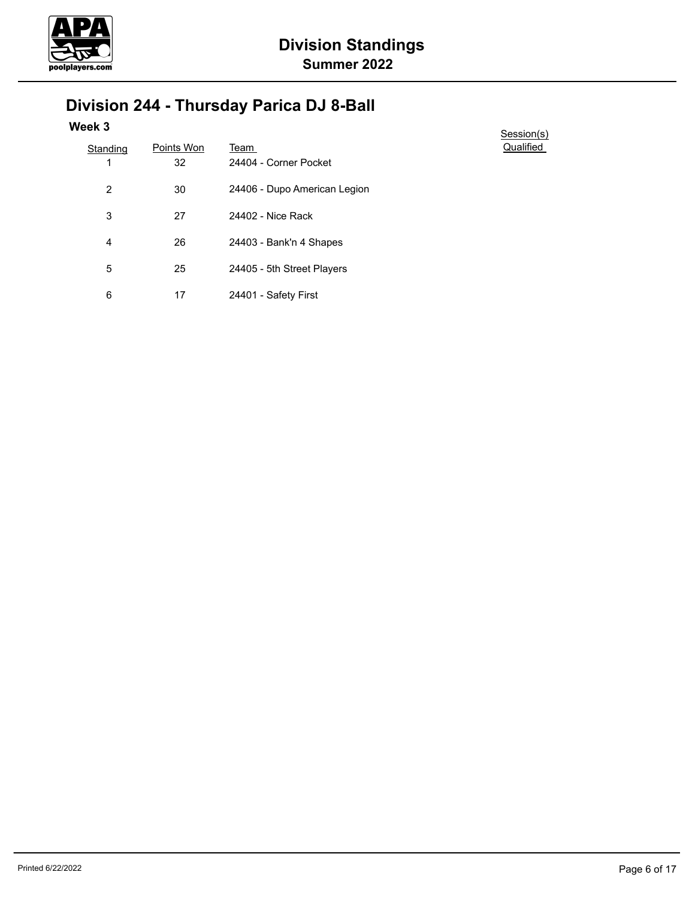# Division Standings

## Summer 2022

## Division 244 - Thursday Parica DJ 8-Ball

### Week 3

| Standing | Points Won | Team | Session(s) Qualified |
|---|---|---|---|
| 1 | 32 | 24404 - Corner Pocket | |
| 2 | 30 | 24406 - Dupo American Legion | |
| 3 | 27 | 24402 - Nice Rack | |
| 4 | 26 | 24403 - Bank'n 4 Shapes | |
| 5 | 25 | 24405 - 5th Street Players | |
| 6 | 17 | 24401 - Safety First | |

Printed 6/22/2022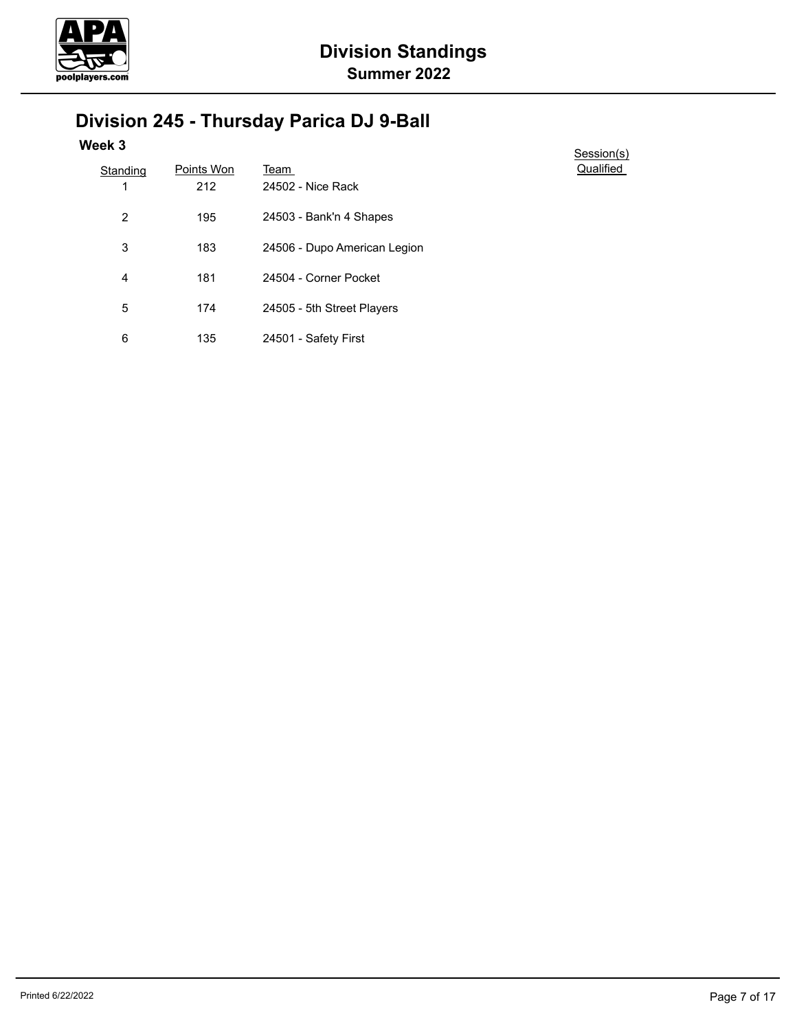# Division Standings

**Summer 2022**

## Division 245 - Thursday Parica DJ 9-Ball

### Week 3

| Standing | Points Won | Team | Session(s) Qualified |
|---|---|---|---|
| 1 | 212 | 24502 - Nice Rack | |
| 2 | 195 | 24503 - Bank'n 4 Shapes | |
| 3 | 183 | 24506 - Dupo American Legion | |
| 4 | 181 | 24504 - Corner Pocket | |
| 5 | 174 | 24505 - 5th Street Players | |
| 6 | 135 | 24501 - Safety First | |

Printed 6/22/2022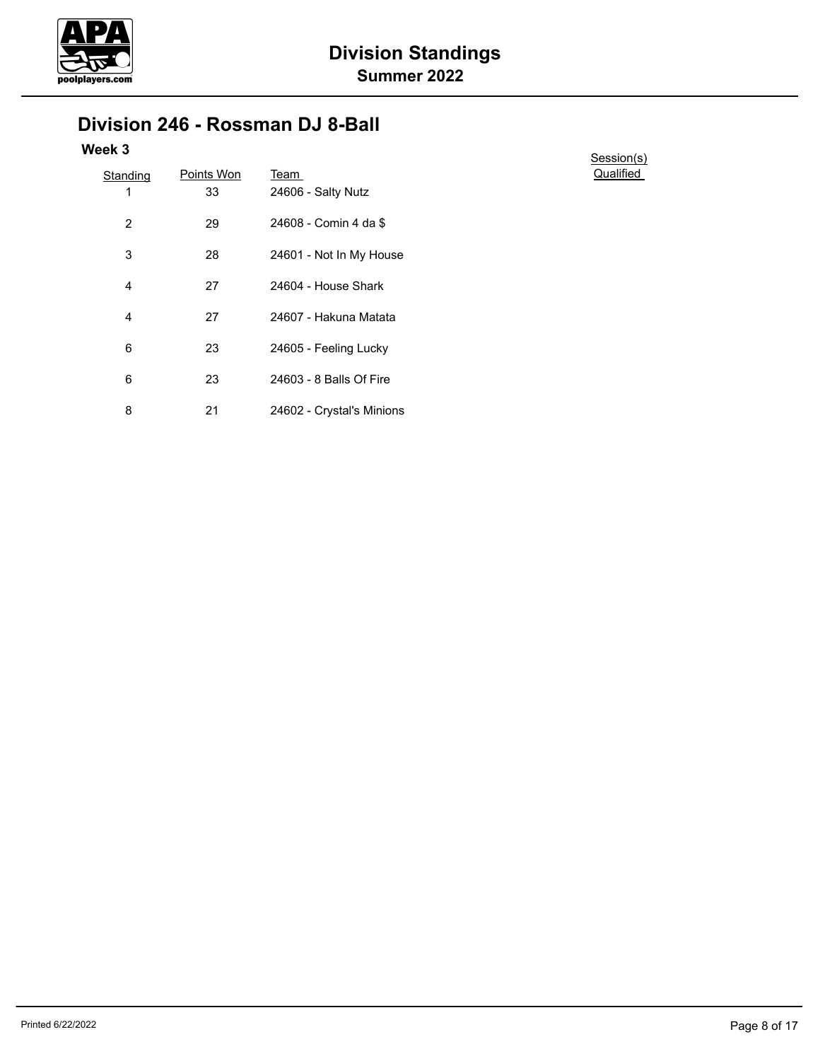# Division Standings

## Summer 2022

## Division 246 - Rossman DJ 8-Ball

### Week 3

| Standing | Points Won | Team | Session(s) Qualified |
|---|---|---|---|
| 1 | 33 | 24606 - Salty Nutz | |
| 2 | 29 | 24608 - Comin 4 da $ | |
| 3 | 28 | 24601 - Not In My House | |
| 4 | 27 | 24604 - House Shark | |
| 4 | 27 | 24607 - Hakuna Matata | |
| 6 | 23 | 24605 - Feeling Lucky | |
| 6 | 23 | 24603 - 8 Balls Of Fire | |
| 8 | 21 | 24602 - Crystal's Minions | |

Printed 6/22/2022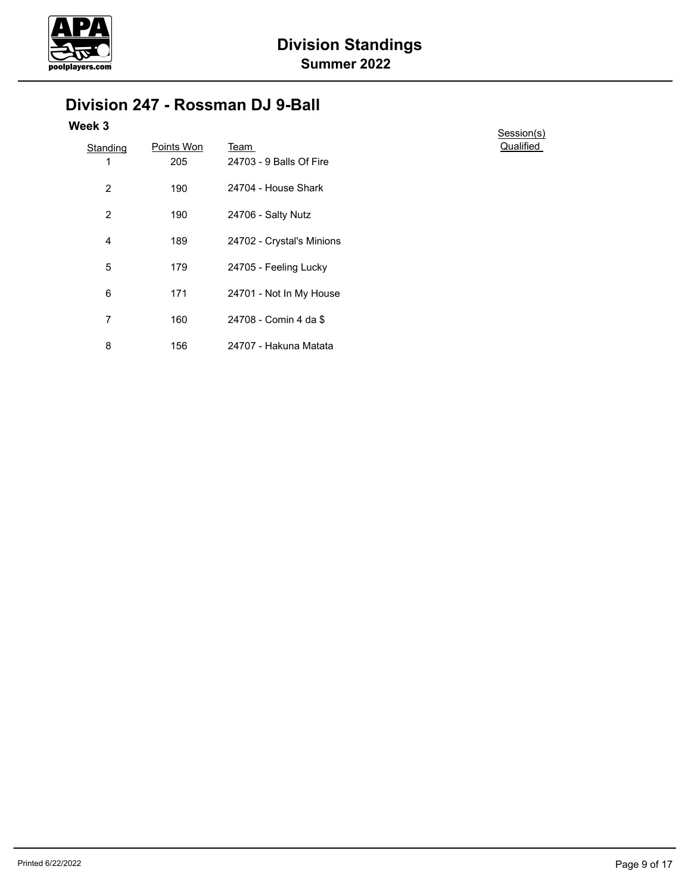# Division Standings

## Summer 2022

## Division 247 - Rossman DJ 9-Ball

### Week 3

| Standing | Points Won | Team | Session(s) Qualified |
|---|---|---|---|
| 1 | 205 | 24703 - 9 Balls Of Fire | |
| 2 | 190 | 24704 - House Shark | |
| 2 | 190 | 24706 - Salty Nutz | |
| 4 | 189 | 24702 - Crystal's Minions | |
| 5 | 179 | 24705 - Feeling Lucky | |
| 6 | 171 | 24701 - Not In My House | |
| 7 | 160 | 24708 - Comin 4 da $ | |
| 8 | 156 | 24707 - Hakuna Matata | |

Printed 6/22/2022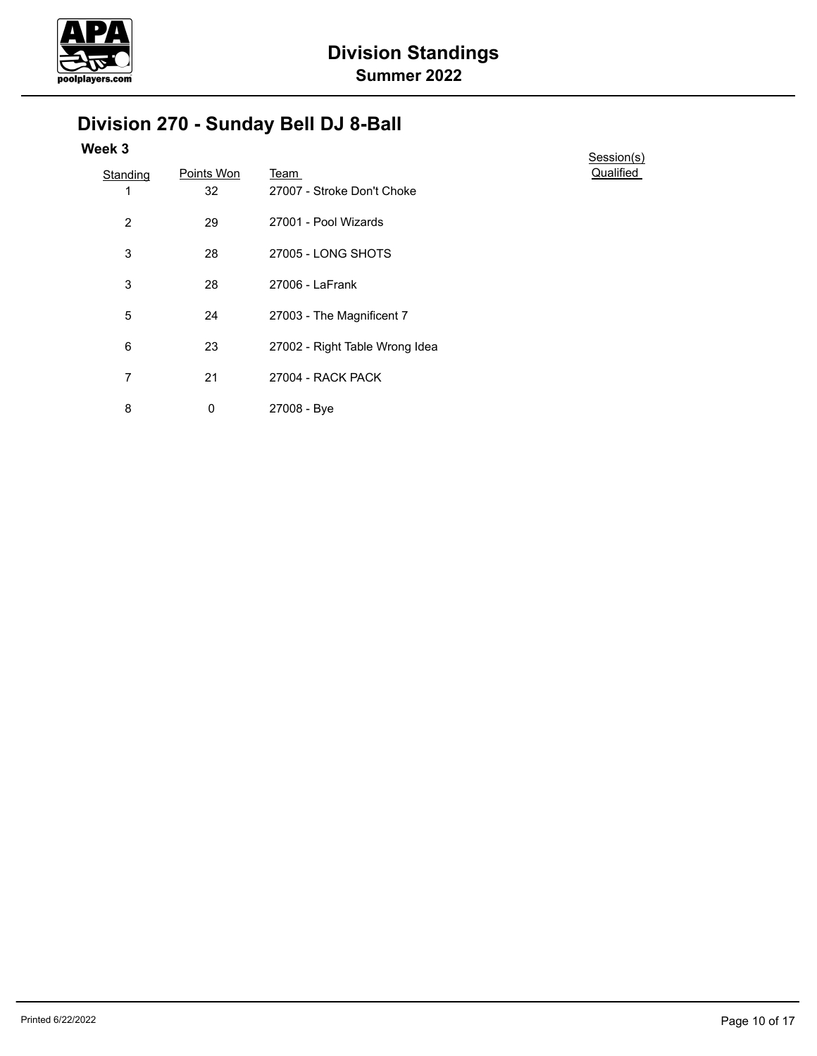# Division Standings

## Summer 2022

## Division 270 - Sunday Bell DJ 8-Ball

### Week 3

| Standing | Points Won | Team | Session(s) Qualified |
|---|---|---|---|
| 1 | 32 | 27007 - Stroke Don't Choke | |
| 2 | 29 | 27001 - Pool Wizards | |
| 3 | 28 | 27005 - LONG SHOTS | |
| 3 | 28 | 27006 - LaFrank | |
| 5 | 24 | 27003 - The Magnificent 7 | |
| 6 | 23 | 27002 - Right Table Wrong Idea | |
| 7 | 21 | 27004 - RACK PACK | |
| 8 | 0 | 27008 - Bye | |

Printed 6/22/2022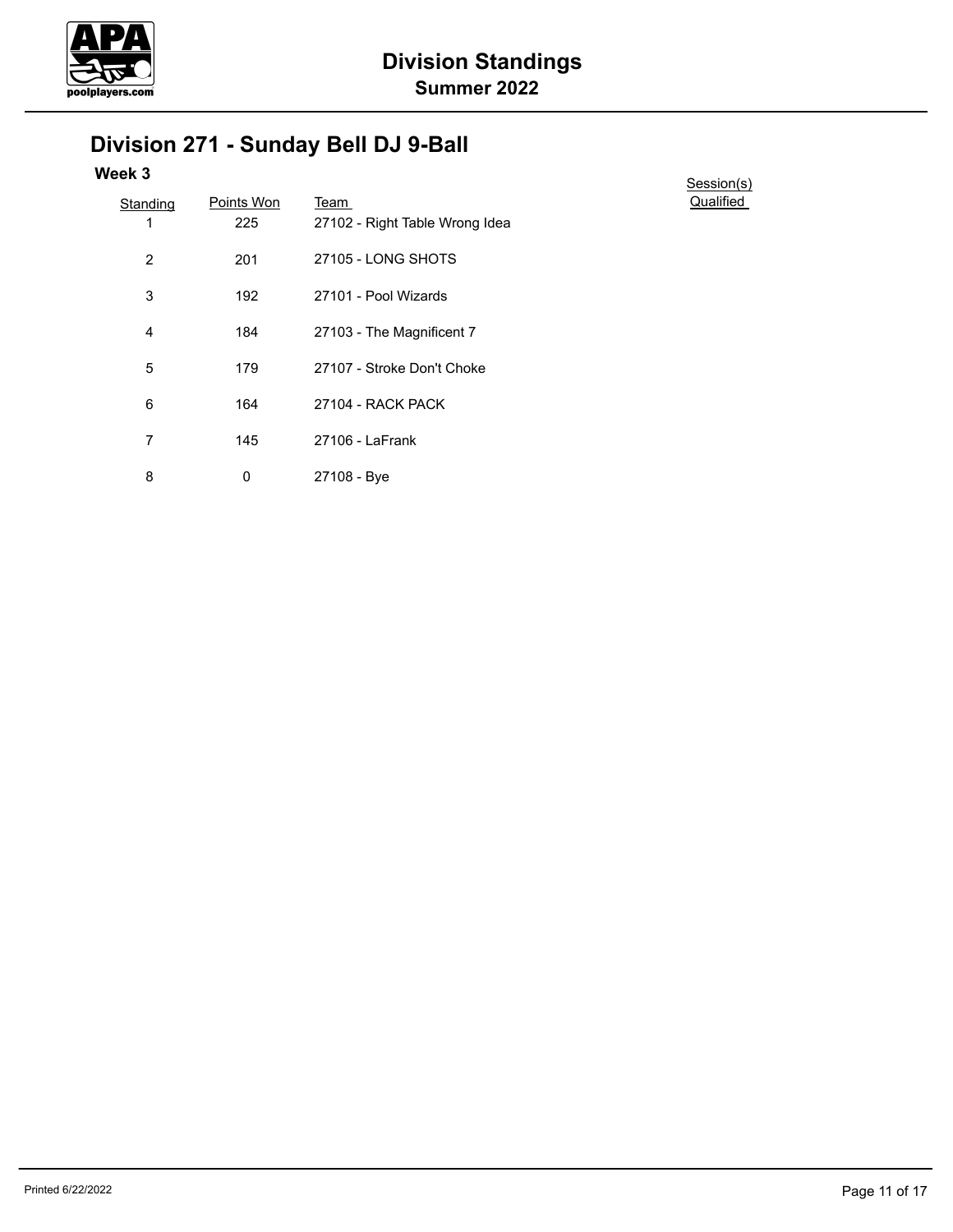# Division Standings

## Summer 2022

## Division 271 - Sunday Bell DJ 9-Ball

### Week 3

| Standing | Points Won | Team | Session(s) Qualified |
|---|---|---|---|
| 1 | 225 | 27102 - Right Table Wrong Idea | |
| 2 | 201 | 27105 - LONG SHOTS | |
| 3 | 192 | 27101 - Pool Wizards | |
| 4 | 184 | 27103 - The Magnificent 7 | |
| 5 | 179 | 27107 - Stroke Don't Choke | |
| 6 | 164 | 27104 - RACK PACK | |
| 7 | 145 | 27106 - LaFrank | |
| 8 | 0 | 27108 - Bye | |

Printed 6/22/2022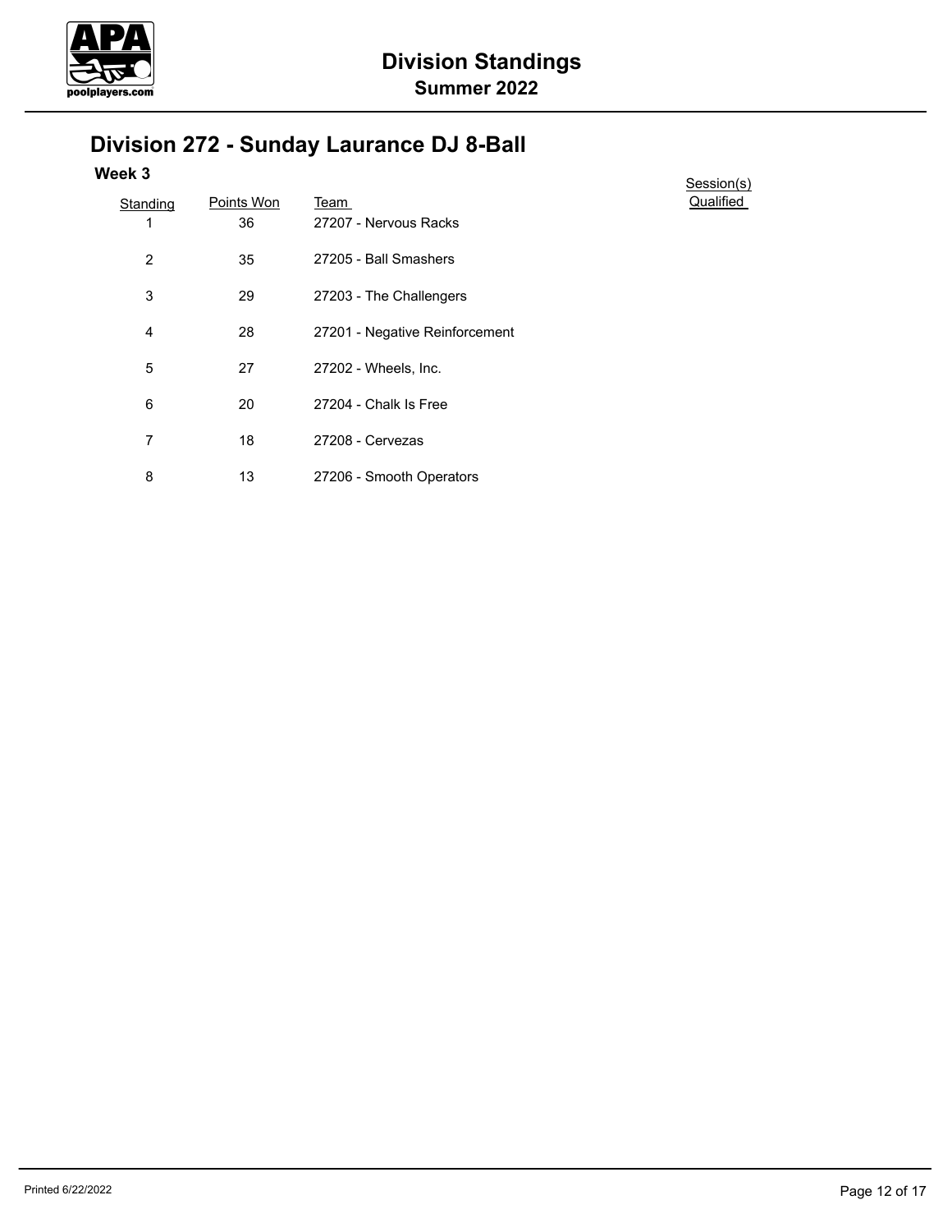# Division Standings
## Summer 2022

## Division 272 - Sunday Laurance DJ 8-Ball

### Week 3

| Standing | Points Won | Team | Session(s) Qualified |
|---|---|---|---|
| 1 | 36 | 27207 - Nervous Racks | |
| 2 | 35 | 27205 - Ball Smashers | |
| 3 | 29 | 27203 - The Challengers | |
| 4 | 28 | 27201 - Negative Reinforcement | |
| 5 | 27 | 27202 - Wheels, Inc. | |
| 6 | 20 | 27204 - Chalk Is Free | |
| 7 | 18 | 27208 - Cervezas | |
| 8 | 13 | 27206 - Smooth Operators | |

Printed 6/22/2022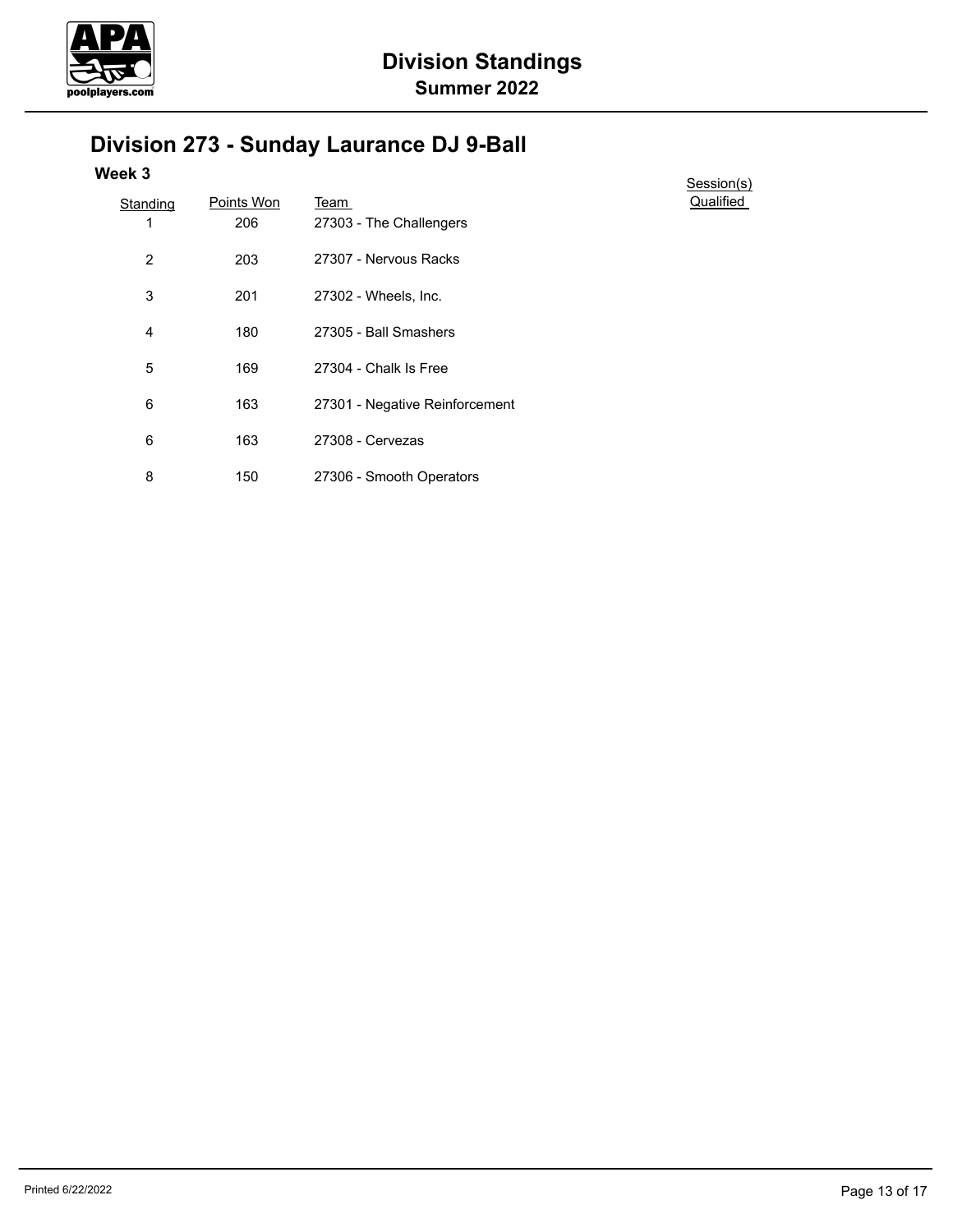# Division Standings

## Summer 2022

## Division 273 - Sunday Laurance DJ 9-Ball

### Week 3

| Standing | Points Won | Team | Session(s) Qualified |
|---|---|---|---|
| 1 | 206 | 27303 - The Challengers | |
| 2 | 203 | 27307 - Nervous Racks | |
| 3 | 201 | 27302 - Wheels, Inc. | |
| 4 | 180 | 27305 - Ball Smashers | |
| 5 | 169 | 27304 - Chalk Is Free | |
| 6 | 163 | 27301 - Negative Reinforcement | |
| 6 | 163 | 27308 - Cervezas | |
| 8 | 150 | 27306 - Smooth Operators | |

Printed 6/22/2022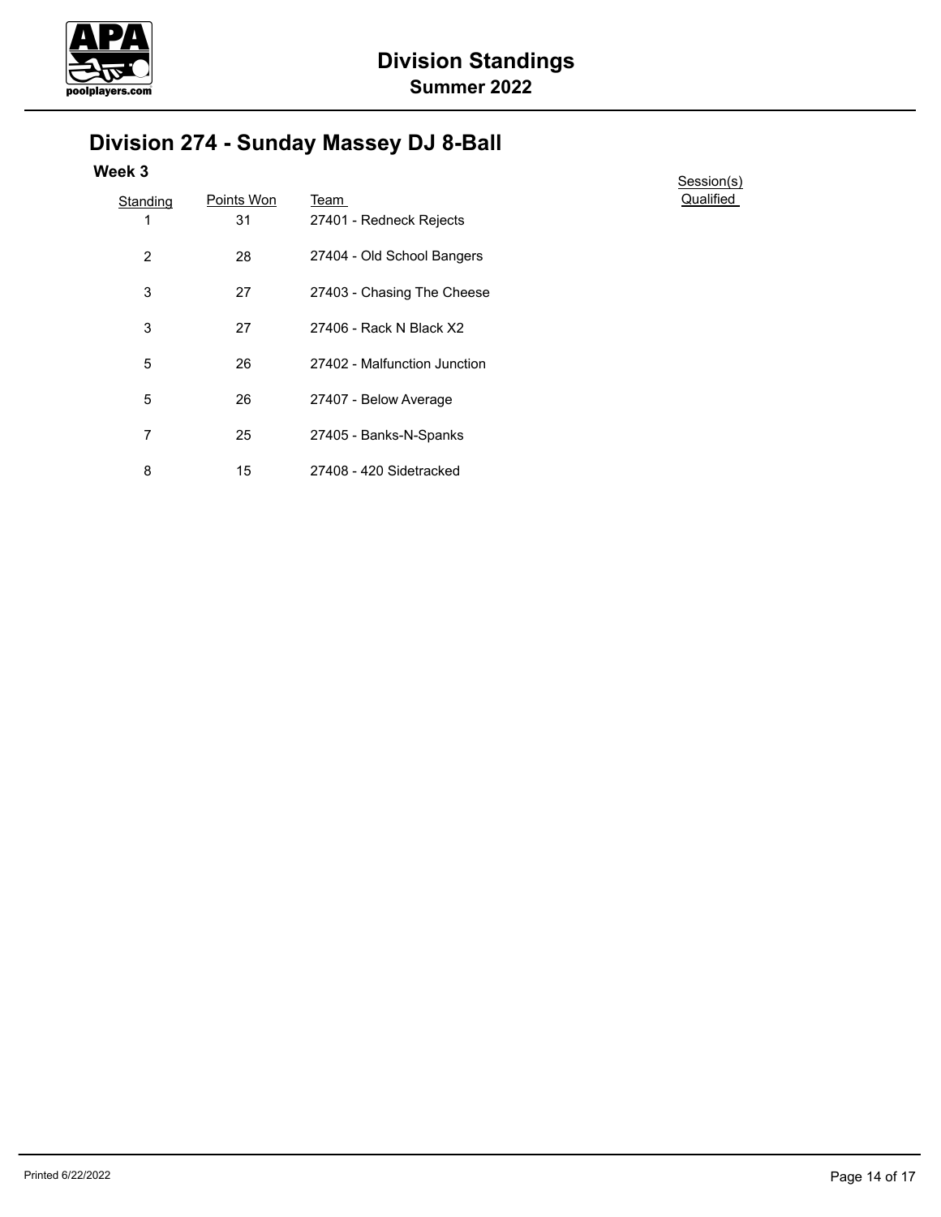# Division Standings

## Summer 2022

## Division 274 - Sunday Massey DJ 8-Ball

### Week 3

| Standing | Points Won | Team | Session(s) Qualified |
|---|---|---|---|
| 1 | 31 | 27401 - Redneck Rejects | |
| 2 | 28 | 27404 - Old School Bangers | |
| 3 | 27 | 27403 - Chasing The Cheese | |
| 3 | 27 | 27406 - Rack N Black X2 | |
| 5 | 26 | 27402 - Malfunction Junction | |
| 5 | 26 | 27407 - Below Average | |
| 7 | 25 | 27405 - Banks-N-Spanks | |
| 8 | 15 | 27408 - 420 Sidetracked | |

Printed 6/22/2022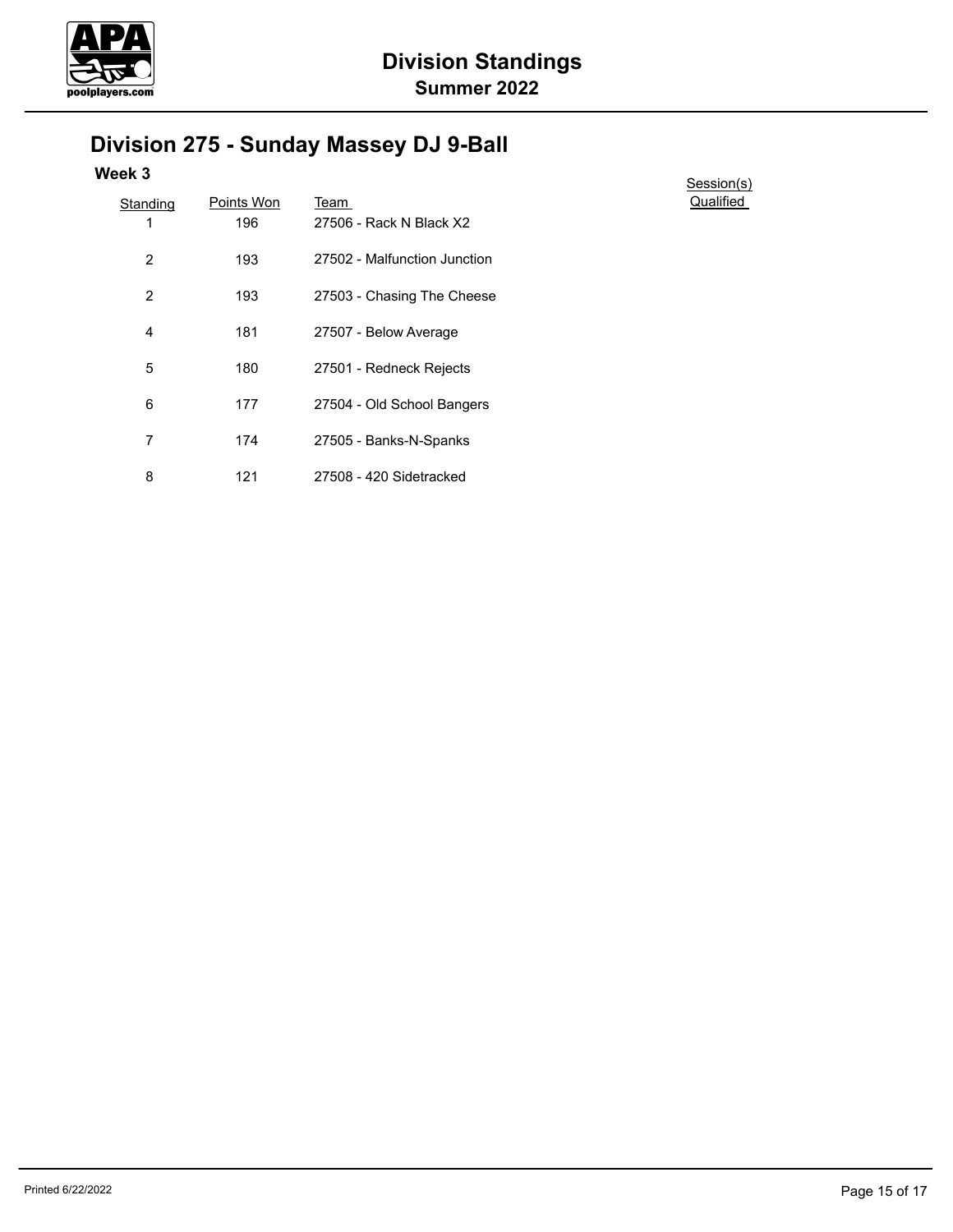# Division Standings

## Summer 2022

## Division 275 - Sunday Massey DJ 9-Ball

### Week 3

| Standing | Points Won | Team | Session(s) Qualified |
|---|---|---|---|
| 1 | 196 | 27506 - Rack N Black X2 | |
| 2 | 193 | 27502 - Malfunction Junction | |
| 2 | 193 | 27503 - Chasing The Cheese | |
| 4 | 181 | 27507 - Below Average | |
| 5 | 180 | 27501 - Redneck Rejects | |
| 6 | 177 | 27504 - Old School Bangers | |
| 7 | 174 | 27505 - Banks-N-Spanks | |
| 8 | 121 | 27508 - 420 Sidetracked | |

Printed 6/22/2022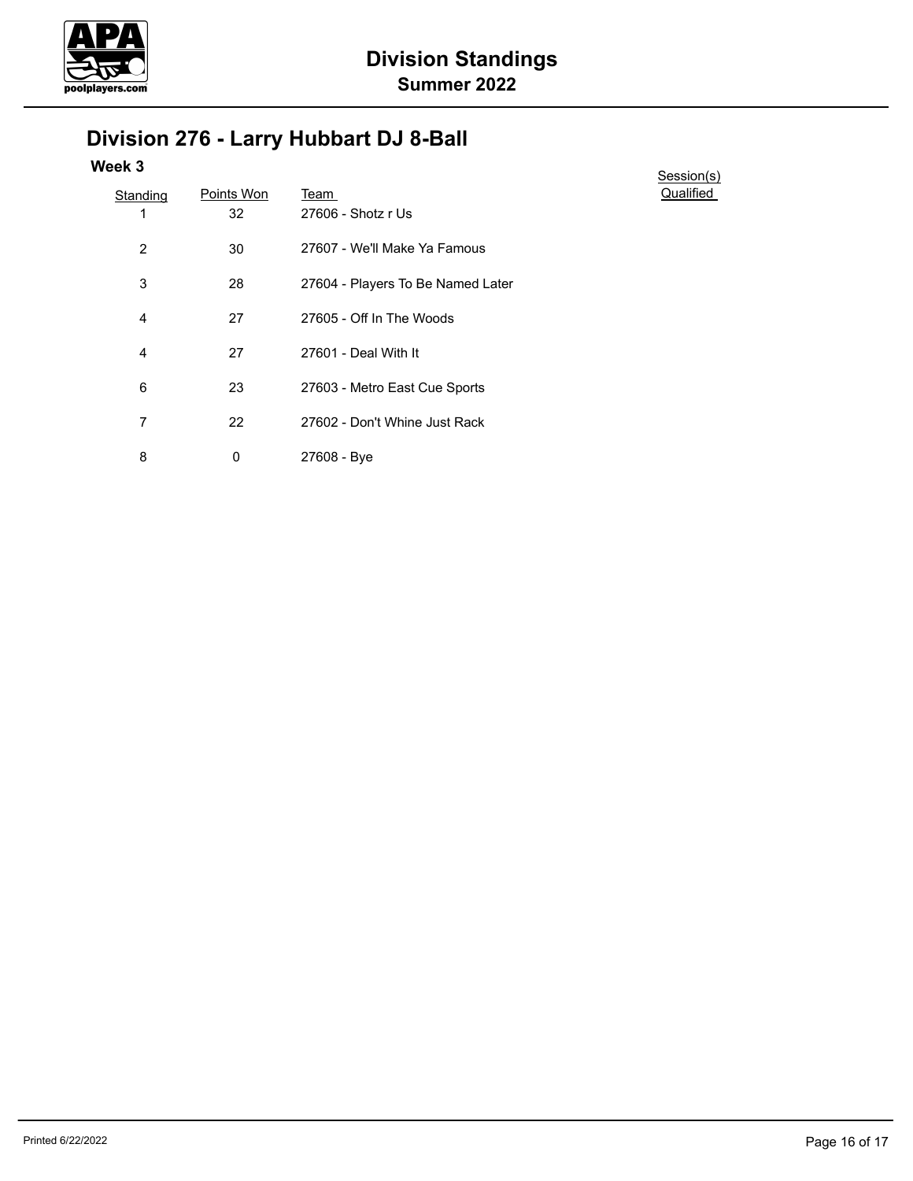# Division Standings

## Summer 2022

## Division 276 - Larry Hubbart DJ 8-Ball

### Week 3

| Standing | Points Won | Team | Session(s) Qualified |
|---|---|---|---|
| 1 | 32 | 27606 - Shotz r Us | |
| 2 | 30 | 27607 - We'll Make Ya Famous | |
| 3 | 28 | 27604 - Players To Be Named Later | |
| 4 | 27 | 27605 - Off In The Woods | |
| 4 | 27 | 27601 - Deal With It | |
| 6 | 23 | 27603 - Metro East Cue Sports | |
| 7 | 22 | 27602 - Don't Whine Just Rack | |
| 8 | 0 | 27608 - Bye | |

Printed 6/22/2022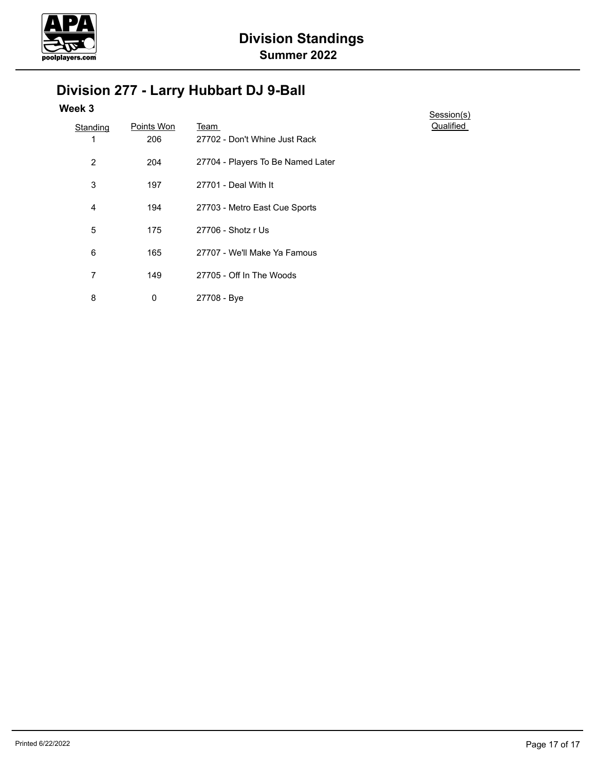# Division Standings

## Summer 2022

## Division 277 - Larry Hubbart DJ 9-Ball

### Week 3

| Standing | Points Won | Team | Session(s) Qualified |
| --- | --- | --- | --- |
| 1 | 206 | 27702 - Don't Whine Just Rack | |
| 2 | 204 | 27704 - Players To Be Named Later | |
| 3 | 197 | 27701 - Deal With It | |
| 4 | 194 | 27703 - Metro East Cue Sports | |
| 5 | 175 | 27706 - Shotz r Us | |
| 6 | 165 | 27707 - We'll Make Ya Famous | |
| 7 | 149 | 27705 - Off In The Woods | |
| 8 | 0 | 27708 - Bye | |

Printed 6/22/2022